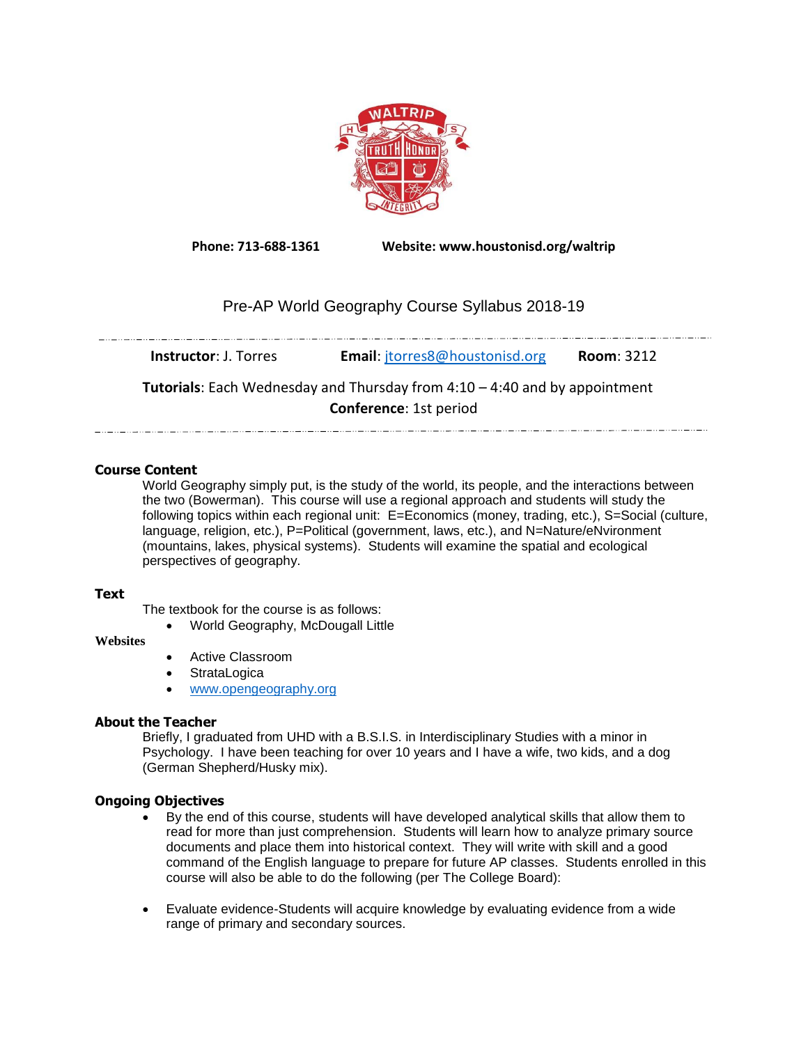Phone: 713-688-1361 Website: www.houstonisd.org/waltrip

# Pre-AP World Geography Course Syllabus 2018-19

**Instructor**: J. Torres **Email**: jtorres8@houstonisd.org **Room**: 3212

**Tutorials**: Each Wednesday and Thursday from 4:10 – 4:40 and by appointment

**Conference**: 1st period

## Course Content

World Geography simply put, is the study of the world, its people, and the interactions between the two (Bowerman). This course will use a regional approach and students will study the following topics within each regional unit: E=Economics (money, trading, etc.), S=Social (culture, language, religion, etc.), P=Political (government, laws, etc.), and N=Nature/eNvironment (mountains, lakes, physical systems). Students will examine the spatial and ecological perspectives of geography.

## Text

The textbook for the course is as follows:

- World Geography, McDougall Little

## Websites

- Active Classroom
- StrataLogica
- www.opengeography.org

## About the Teacher

Briefly, I graduated from UHD with a B.S.I.S. in Interdisciplinary Studies with a minor in Psychology. I have been teaching for over 10 years and I have a wife, two kids, and a dog (German Shepherd/Husky mix).

## Ongoing Objectives

- By the end of this course, students will have developed analytical skills that allow them to read for more than just comprehension. Students will learn how to analyze primary source documents and place them into historical context. They will write with skill and a good command of the English language to prepare for future AP classes. Students enrolled in this course will also be able to do the following (per The College Board):

- Evaluate evidence-Students will acquire knowledge by evaluating evidence from a wide range of primary and secondary sources.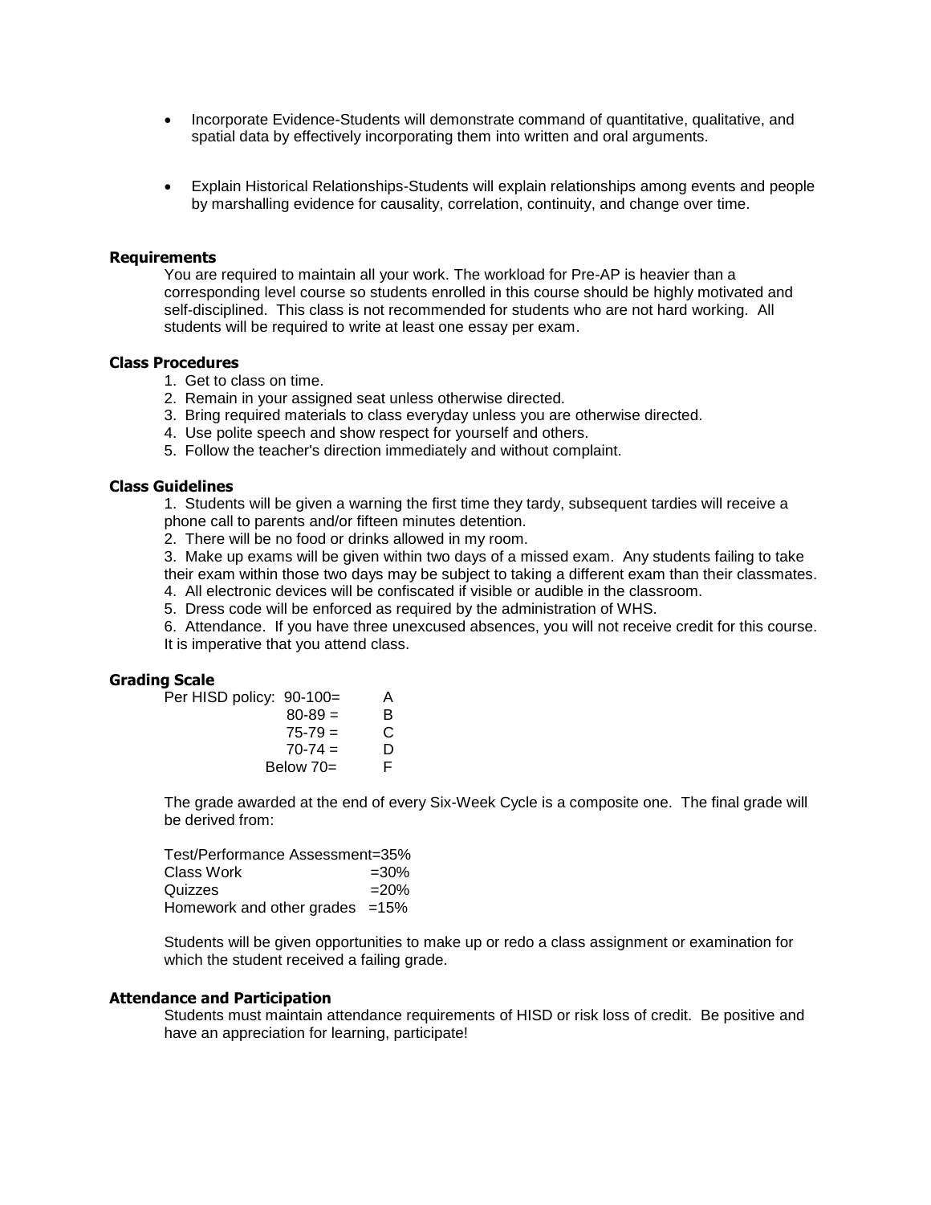- Incorporate Evidence-Students will demonstrate command of quantitative, qualitative, and spatial data by effectively incorporating them into written and oral arguments.

- Explain Historical Relationships-Students will explain relationships among events and people by marshalling evidence for causality, correlation, continuity, and change over time.

### Requirements

You are required to maintain all your work. The workload for Pre-AP is heavier than a corresponding level course so students enrolled in this course should be highly motivated and self-disciplined. This class is not recommended for students who are not hard working. All students will be required to write at least one essay per exam.

### Class Procedures

1. Get to class on time.
2. Remain in your assigned seat unless otherwise directed.
3. Bring required materials to class everyday unless you are otherwise directed.
4. Use polite speech and show respect for yourself and others.
5. Follow the teacher's direction immediately and without complaint.

### Class Guidelines

1. Students will be given a warning the first time they tardy, subsequent tardies will receive a phone call to parents and/or fifteen minutes detention.
2. There will be no food or drinks allowed in my room.
3. Make up exams will be given within two days of a missed exam. Any students failing to take their exam within those two days may be subject to taking a different exam than their classmates.
4. All electronic devices will be confiscated if visible or audible in the classroom.
5. Dress code will be enforced as required by the administration of WHS.
6. Attendance. If you have three unexcused absences, you will not receive credit for this course. It is imperative that you attend class.

### Grading Scale

Per HISD policy:

| Score | Grade |
|---|---|
| 90-100= | A |
| 80-89 = | B |
| 75-79 = | C |
| 70-74 = | D |
| Below 70= | F |

The grade awarded at the end of every Six-Week Cycle is a composite one. The final grade will be derived from:

| Category | Weight |
|---|---|
| Test/Performance Assessment | =35% |
| Class Work | =30% |
| Quizzes | =20% |
| Homework and other grades | =15% |

Students will be given opportunities to make up or redo a class assignment or examination for which the student received a failing grade.

### Attendance and Participation

Students must maintain attendance requirements of HISD or risk loss of credit. Be positive and have an appreciation for learning, participate!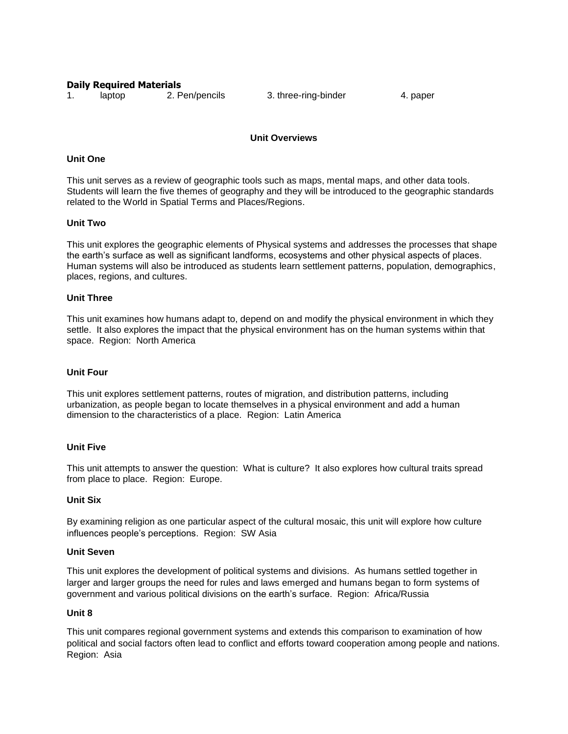**Daily Required Materials**

1. laptop 2. Pen/pencils 3. three-ring-binder 4. paper

## Unit Overviews

### Unit One

This unit serves as a review of geographic tools such as maps, mental maps, and other data tools. Students will learn the five themes of geography and they will be introduced to the geographic standards related to the World in Spatial Terms and Places/Regions.

### Unit Two

This unit explores the geographic elements of Physical systems and addresses the processes that shape the earth's surface as well as significant landforms, ecosystems and other physical aspects of places. Human systems will also be introduced as students learn settlement patterns, population, demographics, places, regions, and cultures.

### Unit Three

This unit examines how humans adapt to, depend on and modify the physical environment in which they settle. It also explores the impact that the physical environment has on the human systems within that space. Region: North America

### Unit Four

This unit explores settlement patterns, routes of migration, and distribution patterns, including urbanization, as people began to locate themselves in a physical environment and add a human dimension to the characteristics of a place. Region: Latin America

### Unit Five

This unit attempts to answer the question: What is culture? It also explores how cultural traits spread from place to place. Region: Europe.

### Unit Six

By examining religion as one particular aspect of the cultural mosaic, this unit will explore how culture influences people's perceptions. Region: SW Asia

### Unit Seven

This unit explores the development of political systems and divisions. As humans settled together in larger and larger groups the need for rules and laws emerged and humans began to form systems of government and various political divisions on the earth's surface. Region: Africa/Russia

### Unit 8

This unit compares regional government systems and extends this comparison to examination of how political and social factors often lead to conflict and efforts toward cooperation among people and nations. Region: Asia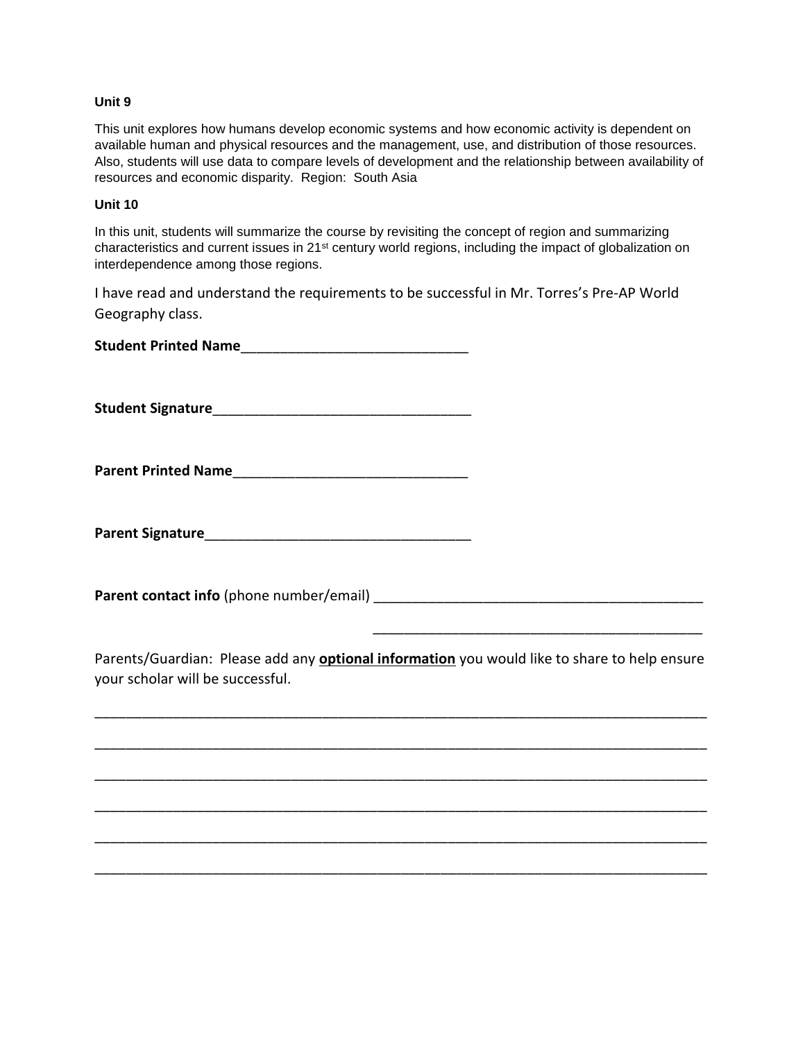**Unit 9**

This unit explores how humans develop economic systems and how economic activity is dependent on available human and physical resources and the management, use, and distribution of those resources. Also, students will use data to compare levels of development and the relationship between availability of resources and economic disparity. Region: South Asia

**Unit 10**

In this unit, students will summarize the course by revisiting the concept of region and summarizing characteristics and current issues in 21st century world regions, including the impact of globalization on interdependence among those regions.

I have read and understand the requirements to be successful in Mr. Torres's Pre-AP World Geography class.

**Student Printed Name**_____________________________

**Student Signature**_________________________________

**Parent Printed Name**______________________________

**Parent Signature**__________________________________

**Parent contact info** (phone number/email) __________________________________________

__________________________________________

Parents/Guardian: Please add any **optional information** you would like to share to help ensure your scholar will be successful.

________________________________________________________________________________

________________________________________________________________________________

________________________________________________________________________________

________________________________________________________________________________

________________________________________________________________________________

________________________________________________________________________________